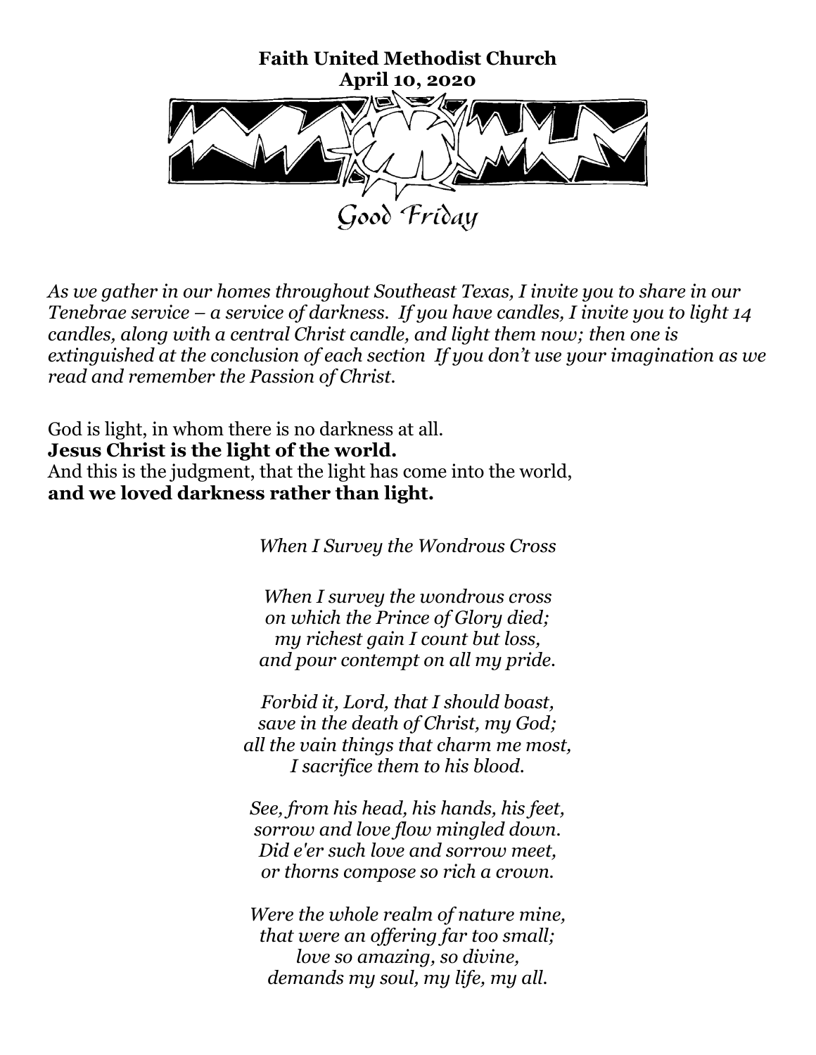**Faith United Methodist Church**
**April 10, 2020**

Good Friday

*As we gather in our homes throughout Southeast Texas, I invite you to share in our Tenebrae service – a service of darkness. If you have candles, I invite you to light 14 candles, along with a central Christ candle, and light them now; then one is extinguished at the conclusion of each section If you don't use your imagination as we read and remember the Passion of Christ.*

God is light, in whom there is no darkness at all.
**Jesus Christ is the light of the world.**
And this is the judgment, that the light has come into the world,
**and we loved darkness rather than light.**

*When I Survey the Wondrous Cross*

*When I survey the wondrous cross*
*on which the Prince of Glory died;*
*my richest gain I count but loss,*
*and pour contempt on all my pride.*

*Forbid it, Lord, that I should boast,*
*save in the death of Christ, my God;*
*all the vain things that charm me most,*
*I sacrifice them to his blood.*

*See, from his head, his hands, his feet,*
*sorrow and love flow mingled down.*
*Did e'er such love and sorrow meet,*
*or thorns compose so rich a crown.*

*Were the whole realm of nature mine,*
*that were an offering far too small;*
*love so amazing, so divine,*
*demands my soul, my life, my all.*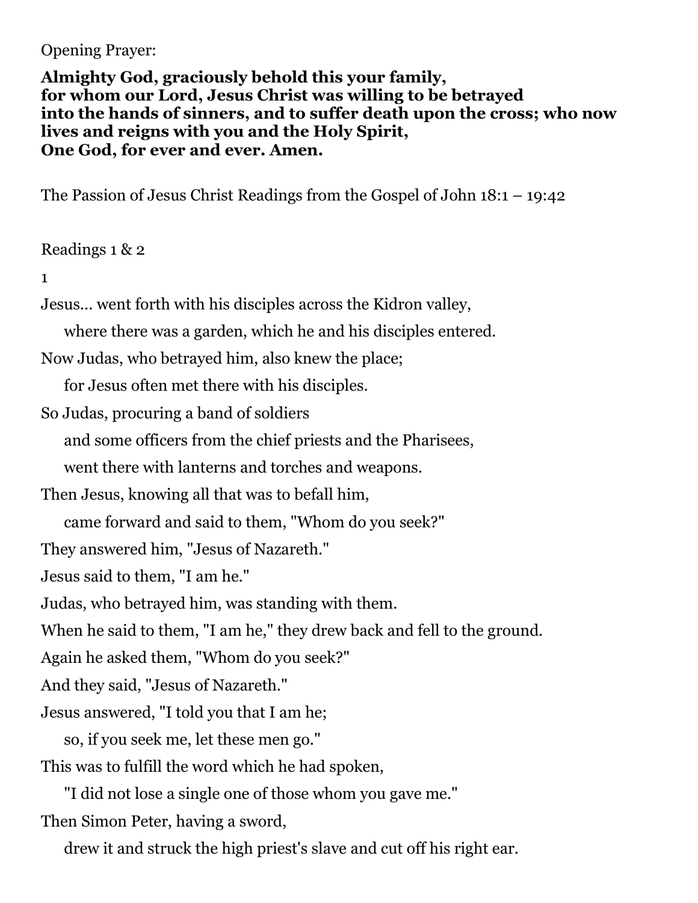Opening Prayer:

**Almighty God, graciously behold this your family,**
**for whom our Lord, Jesus Christ was willing to be betrayed**
**into the hands of sinners, and to suffer death upon the cross; who now lives and reigns with you and the Holy Spirit,**
**One God, for ever and ever. Amen.**

The Passion of Jesus Christ Readings from the Gospel of John 18:1 – 19:42

Readings 1 & 2

1

Jesus... went forth with his disciples across the Kidron valley,
   where there was a garden, which he and his disciples entered.
Now Judas, who betrayed him, also knew the place;
   for Jesus often met there with his disciples.
So Judas, procuring a band of soldiers
   and some officers from the chief priests and the Pharisees,
   went there with lanterns and torches and weapons.
Then Jesus, knowing all that was to befall him,
   came forward and said to them, "Whom do you seek?"
They answered him, "Jesus of Nazareth."
Jesus said to them, "I am he."
Judas, who betrayed him, was standing with them.
When he said to them, "I am he," they drew back and fell to the ground.
Again he asked them, "Whom do you seek?"
And they said, "Jesus of Nazareth."
Jesus answered, "I told you that I am he;
   so, if you seek me, let these men go."
This was to fulfill the word which he had spoken,
   "I did not lose a single one of those whom you gave me."
Then Simon Peter, having a sword,
   drew it and struck the high priest's slave and cut off his right ear.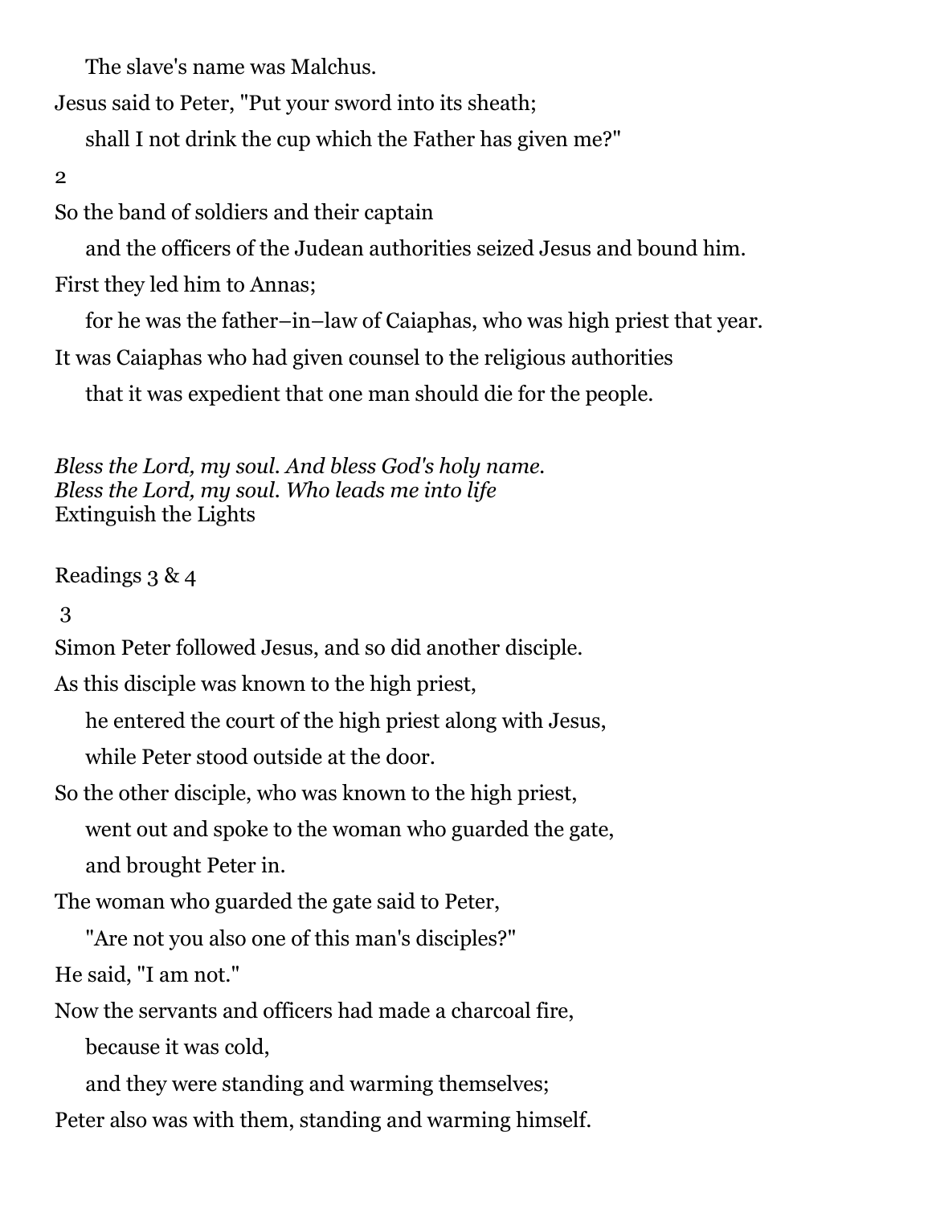The slave's name was Malchus.

Jesus said to Peter, "Put your sword into its sheath;

shall I not drink the cup which the Father has given me?"

2

So the band of soldiers and their captain

and the officers of the Judean authorities seized Jesus and bound him.

First they led him to Annas;

for he was the father–in–law of Caiaphas, who was high priest that year.

It was Caiaphas who had given counsel to the religious authorities

that it was expedient that one man should die for the people.

*Bless the Lord, my soul. And bless God's holy name.*
*Bless the Lord, my soul. Who leads me into life*
Extinguish the Lights

Readings 3 & 4

3

Simon Peter followed Jesus, and so did another disciple.

As this disciple was known to the high priest,

he entered the court of the high priest along with Jesus,

while Peter stood outside at the door.

So the other disciple, who was known to the high priest,

went out and spoke to the woman who guarded the gate,

and brought Peter in.

The woman who guarded the gate said to Peter,

"Are not you also one of this man's disciples?"

He said, "I am not."

Now the servants and officers had made a charcoal fire,

because it was cold,

and they were standing and warming themselves;

Peter also was with them, standing and warming himself.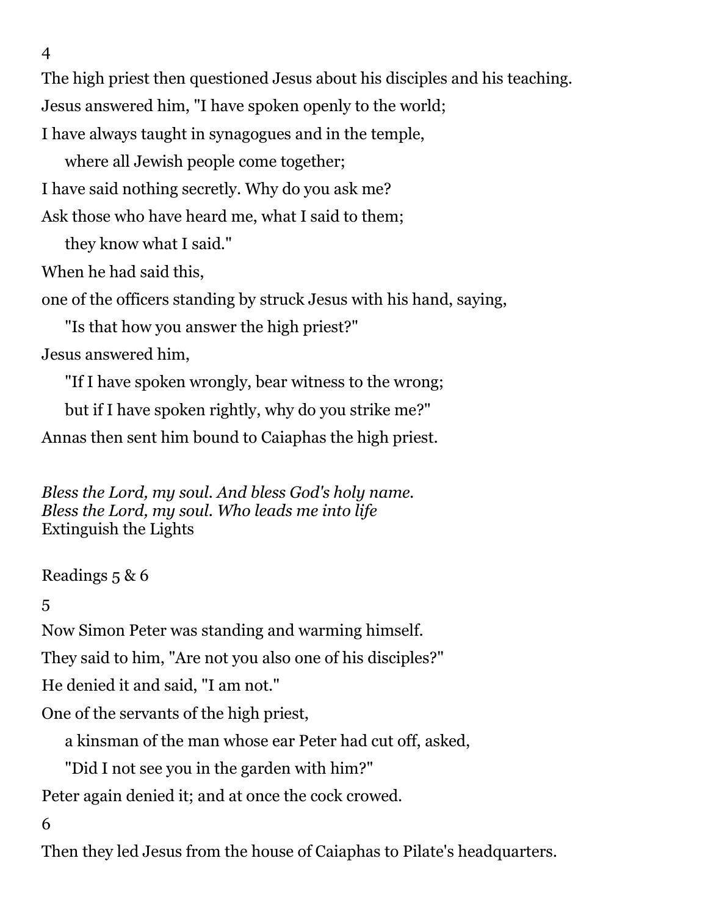4

The high priest then questioned Jesus about his disciples and his teaching.

Jesus answered him, "I have spoken openly to the world;

I have always taught in synagogues and in the temple,

where all Jewish people come together;

I have said nothing secretly. Why do you ask me?

Ask those who have heard me, what I said to them;

they know what I said."

When he had said this,

one of the officers standing by struck Jesus with his hand, saying,

"Is that how you answer the high priest?"

Jesus answered him,

"If I have spoken wrongly, bear witness to the wrong;

but if I have spoken rightly, why do you strike me?"

Annas then sent him bound to Caiaphas the high priest.

*Bless the Lord, my soul. And bless God's holy name.*
*Bless the Lord, my soul. Who leads me into life*
Extinguish the Lights

Readings 5 & 6

5

Now Simon Peter was standing and warming himself.

They said to him, "Are not you also one of his disciples?"

He denied it and said, "I am not."

One of the servants of the high priest,

a kinsman of the man whose ear Peter had cut off, asked,

"Did I not see you in the garden with him?"

Peter again denied it; and at once the cock crowed.

6

Then they led Jesus from the house of Caiaphas to Pilate's headquarters.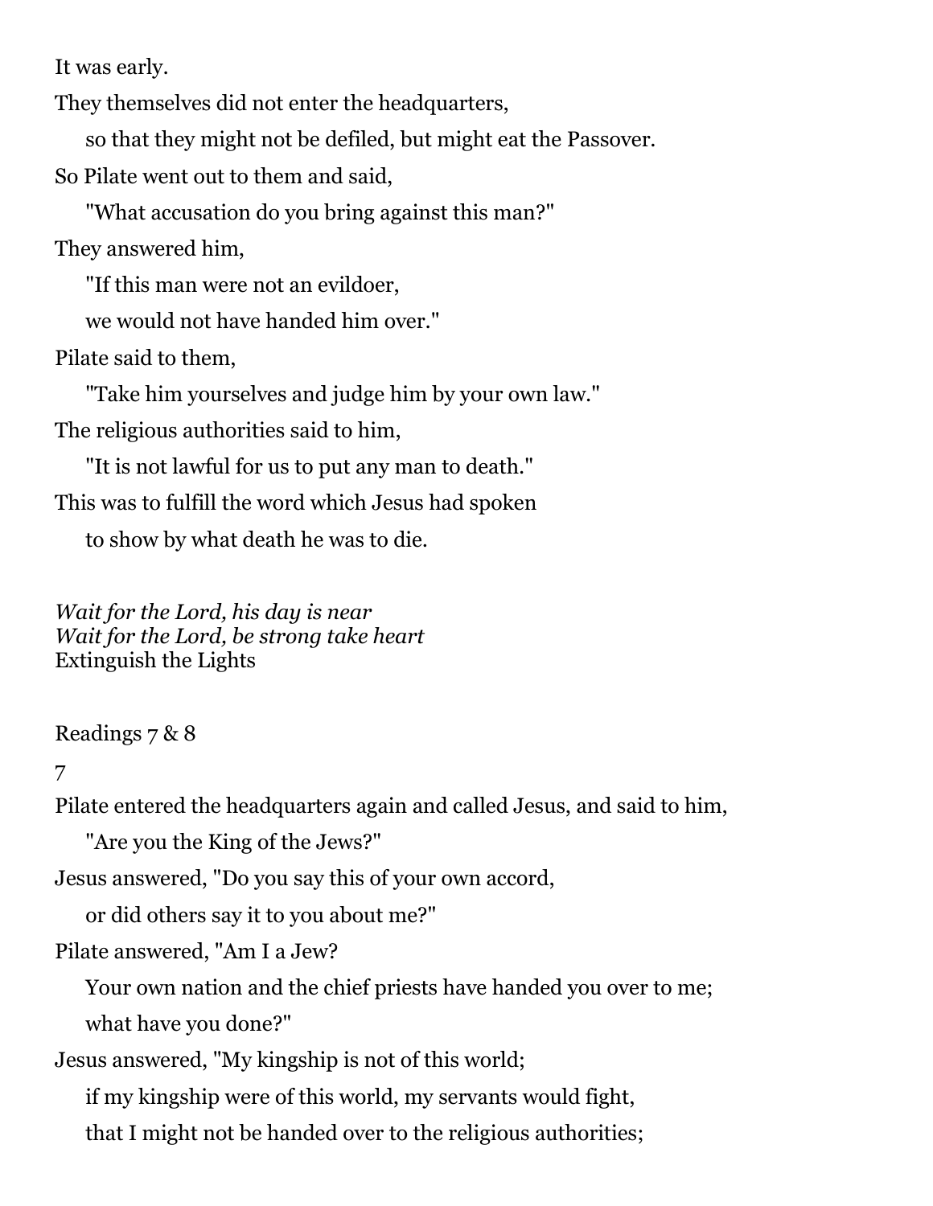It was early.

They themselves did not enter the headquarters,

so that they might not be defiled, but might eat the Passover.

So Pilate went out to them and said,

"What accusation do you bring against this man?"

They answered him,

"If this man were not an evildoer,

we would not have handed him over."

Pilate said to them,

"Take him yourselves and judge him by your own law."

The religious authorities said to him,

"It is not lawful for us to put any man to death."

This was to fulfill the word which Jesus had spoken

to show by what death he was to die.

*Wait for the Lord, his day is near*
*Wait for the Lord, be strong take heart*
Extinguish the Lights

Readings 7 & 8

7

Pilate entered the headquarters again and called Jesus, and said to him,

"Are you the King of the Jews?"

Jesus answered, "Do you say this of your own accord,

or did others say it to you about me?"

Pilate answered, "Am I a Jew?

Your own nation and the chief priests have handed you over to me;

what have you done?"

Jesus answered, "My kingship is not of this world;

if my kingship were of this world, my servants would fight,

that I might not be handed over to the religious authorities;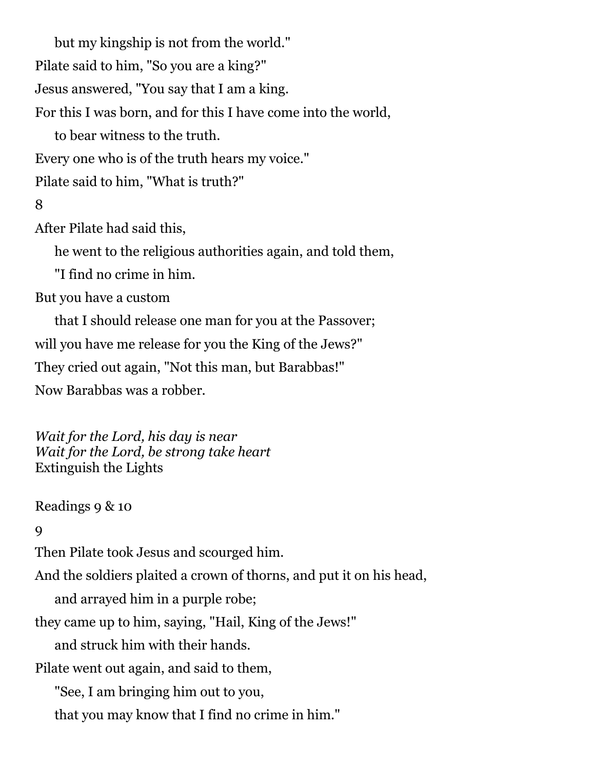but my kingship is not from the world."

Pilate said to him, "So you are a king?"

Jesus answered, "You say that I am a king.

For this I was born, and for this I have come into the world,

to bear witness to the truth.

Every one who is of the truth hears my voice."

Pilate said to him, "What is truth?"

8

After Pilate had said this,

he went to the religious authorities again, and told them,

"I find no crime in him.

But you have a custom

that I should release one man for you at the Passover;

will you have me release for you the King of the Jews?"

They cried out again, "Not this man, but Barabbas!"

Now Barabbas was a robber.

*Wait for the Lord, his day is near*
*Wait for the Lord, be strong take heart*
Extinguish the Lights

Readings 9 & 10

9

Then Pilate took Jesus and scourged him.

And the soldiers plaited a crown of thorns, and put it on his head,

and arrayed him in a purple robe;

they came up to him, saying, "Hail, King of the Jews!"

and struck him with their hands.

Pilate went out again, and said to them,

"See, I am bringing him out to you,

that you may know that I find no crime in him."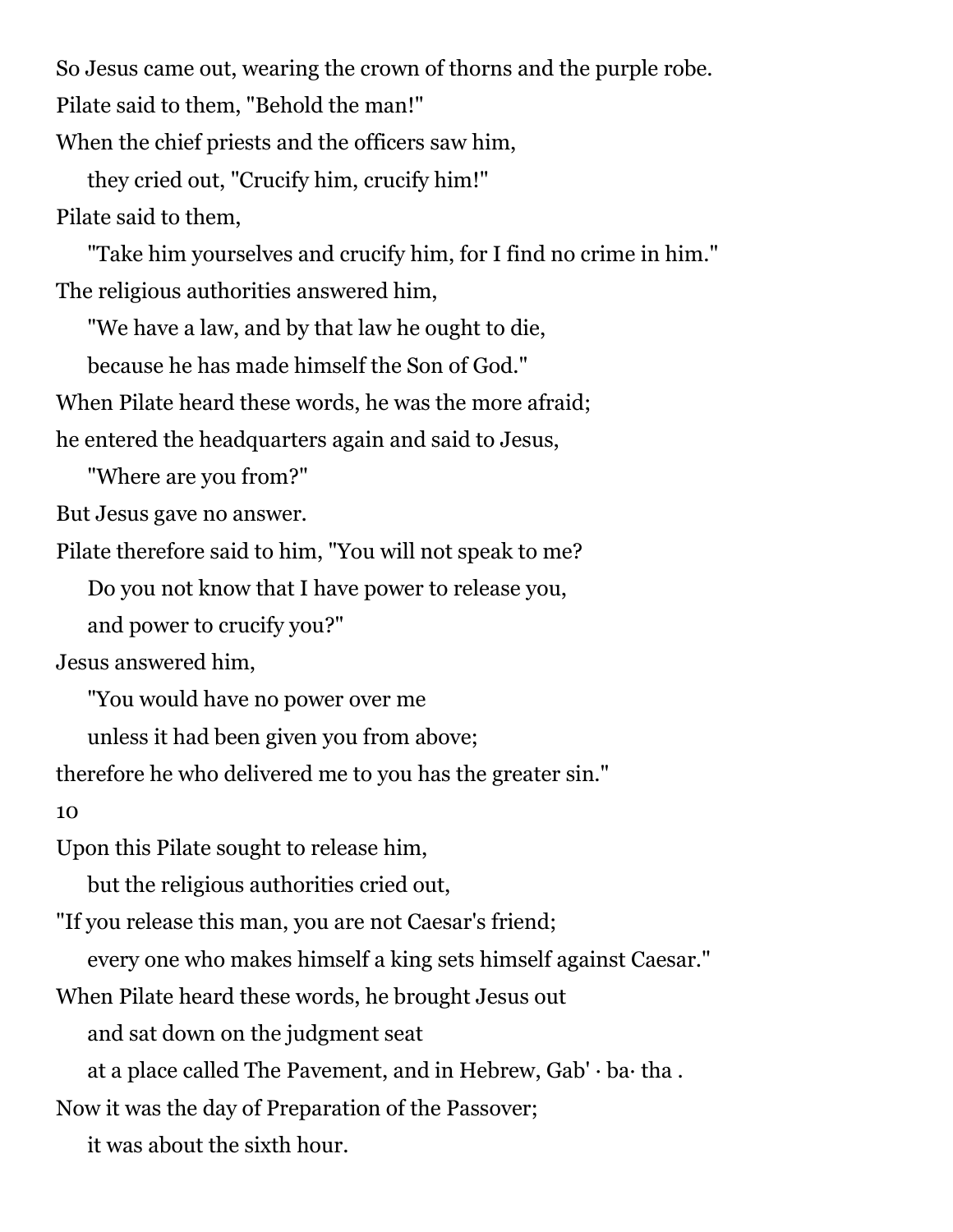So Jesus came out, wearing the crown of thorns and the purple robe.

Pilate said to them, "Behold the man!"

When the chief priests and the officers saw him,

  they cried out, "Crucify him, crucify him!"

Pilate said to them,

  "Take him yourselves and crucify him, for I find no crime in him."

The religious authorities answered him,

  "We have a law, and by that law he ought to die,

  because he has made himself the Son of God."

When Pilate heard these words, he was the more afraid;

he entered the headquarters again and said to Jesus,

  "Where are you from?"

But Jesus gave no answer.

Pilate therefore said to him, "You will not speak to me?

  Do you not know that I have power to release you,

  and power to crucify you?"

Jesus answered him,

  "You would have no power over me

  unless it had been given you from above;

therefore he who delivered me to you has the greater sin."

10

Upon this Pilate sought to release him,

  but the religious authorities cried out,

"If you release this man, you are not Caesar's friend;

  every one who makes himself a king sets himself against Caesar."

When Pilate heard these words, he brought Jesus out

  and sat down on the judgment seat

  at a place called The Pavement, and in Hebrew, Gab' · ba· tha .

Now it was the day of Preparation of the Passover;

  it was about the sixth hour.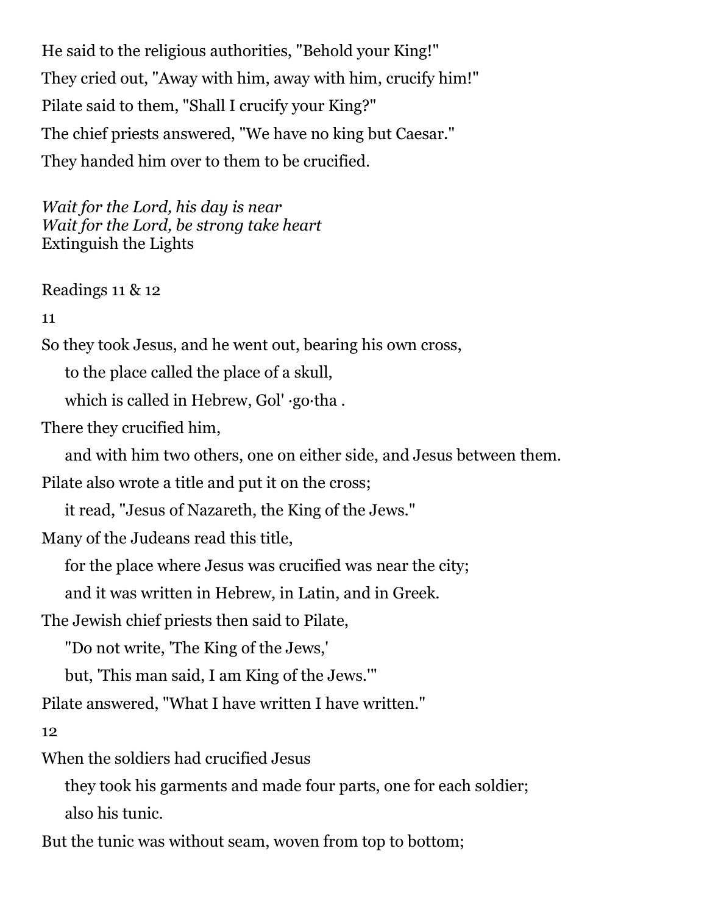He said to the religious authorities, "Behold your King!"

They cried out, "Away with him, away with him, crucify him!"

Pilate said to them, "Shall I crucify your King?"

The chief priests answered, "We have no king but Caesar."

They handed him over to them to be crucified.

*Wait for the Lord, his day is near*
*Wait for the Lord, be strong take heart*
Extinguish the Lights

Readings 11 & 12

11

So they took Jesus, and he went out, bearing his own cross,

to the place called the place of a skull,

which is called in Hebrew, Gol' ·go·tha .

There they crucified him,

and with him two others, one on either side, and Jesus between them.

Pilate also wrote a title and put it on the cross;

it read, "Jesus of Nazareth, the King of the Jews."

Many of the Judeans read this title,

for the place where Jesus was crucified was near the city;

and it was written in Hebrew, in Latin, and in Greek.

The Jewish chief priests then said to Pilate,

"Do not write, 'The King of the Jews,'

but, 'This man said, I am King of the Jews.'"

Pilate answered, "What I have written I have written."

12

When the soldiers had crucified Jesus

they took his garments and made four parts, one for each soldier;

also his tunic.

But the tunic was without seam, woven from top to bottom;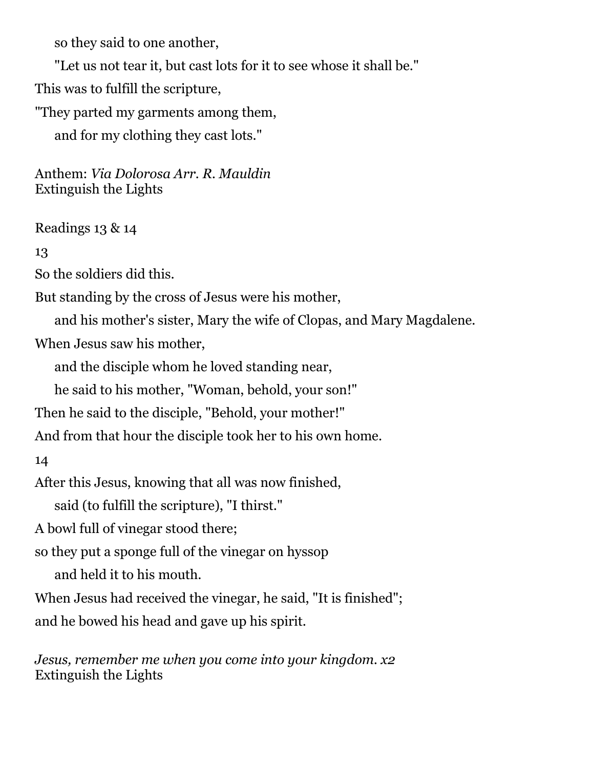so they said to one another,

"Let us not tear it, but cast lots for it to see whose it shall be."

This was to fulfill the scripture,

"They parted my garments among them,

and for my clothing they cast lots."

Anthem: *Via Dolorosa Arr. R. Mauldin*
Extinguish the Lights

Readings 13 & 14

13

So the soldiers did this.

But standing by the cross of Jesus were his mother,

and his mother's sister, Mary the wife of Clopas, and Mary Magdalene.

When Jesus saw his mother,

and the disciple whom he loved standing near,

he said to his mother, "Woman, behold, your son!"

Then he said to the disciple, "Behold, your mother!"

And from that hour the disciple took her to his own home.

14

After this Jesus, knowing that all was now finished,

said (to fulfill the scripture), "I thirst."

A bowl full of vinegar stood there;

so they put a sponge full of the vinegar on hyssop

and held it to his mouth.

When Jesus had received the vinegar, he said, "It is finished";

and he bowed his head and gave up his spirit.

*Jesus, remember me when you come into your kingdom. x2*
Extinguish the Lights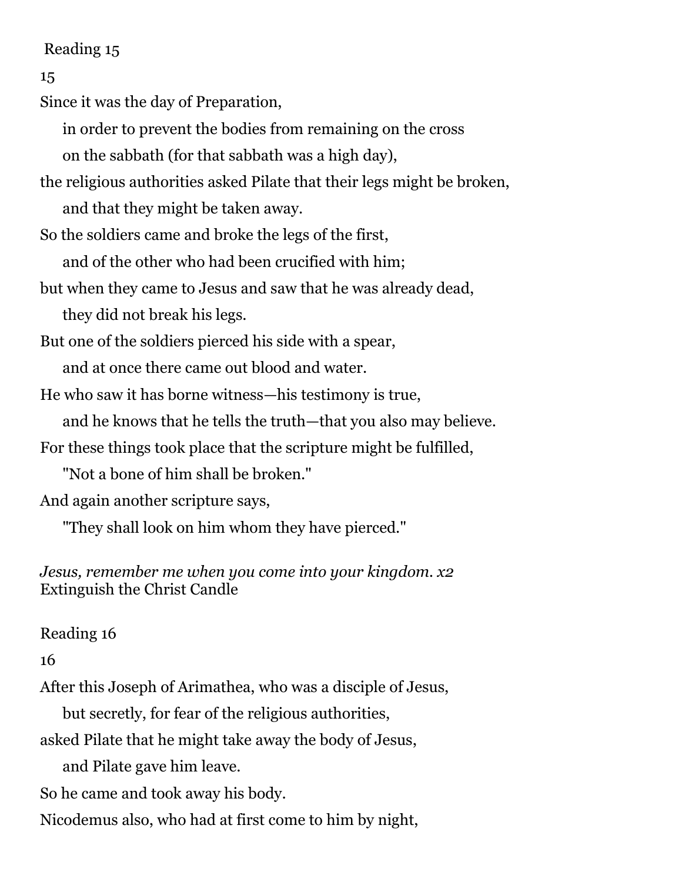Reading 15

15

Since it was the day of Preparation,

  in order to prevent the bodies from remaining on the cross

  on the sabbath (for that sabbath was a high day),

the religious authorities asked Pilate that their legs might be broken,

  and that they might be taken away.

So the soldiers came and broke the legs of the first,

  and of the other who had been crucified with him;

but when they came to Jesus and saw that he was already dead,

  they did not break his legs.

But one of the soldiers pierced his side with a spear,

  and at once there came out blood and water.

He who saw it has borne witness—his testimony is true,

  and he knows that he tells the truth—that you also may believe.

For these things took place that the scripture might be fulfilled,

  "Not a bone of him shall be broken."

And again another scripture says,

  "They shall look on him whom they have pierced."

*Jesus, remember me when you come into your kingdom. x2*
Extinguish the Christ Candle

Reading 16

16

After this Joseph of Arimathea, who was a disciple of Jesus,

  but secretly, for fear of the religious authorities,

asked Pilate that he might take away the body of Jesus,

  and Pilate gave him leave.

So he came and took away his body.

Nicodemus also, who had at first come to him by night,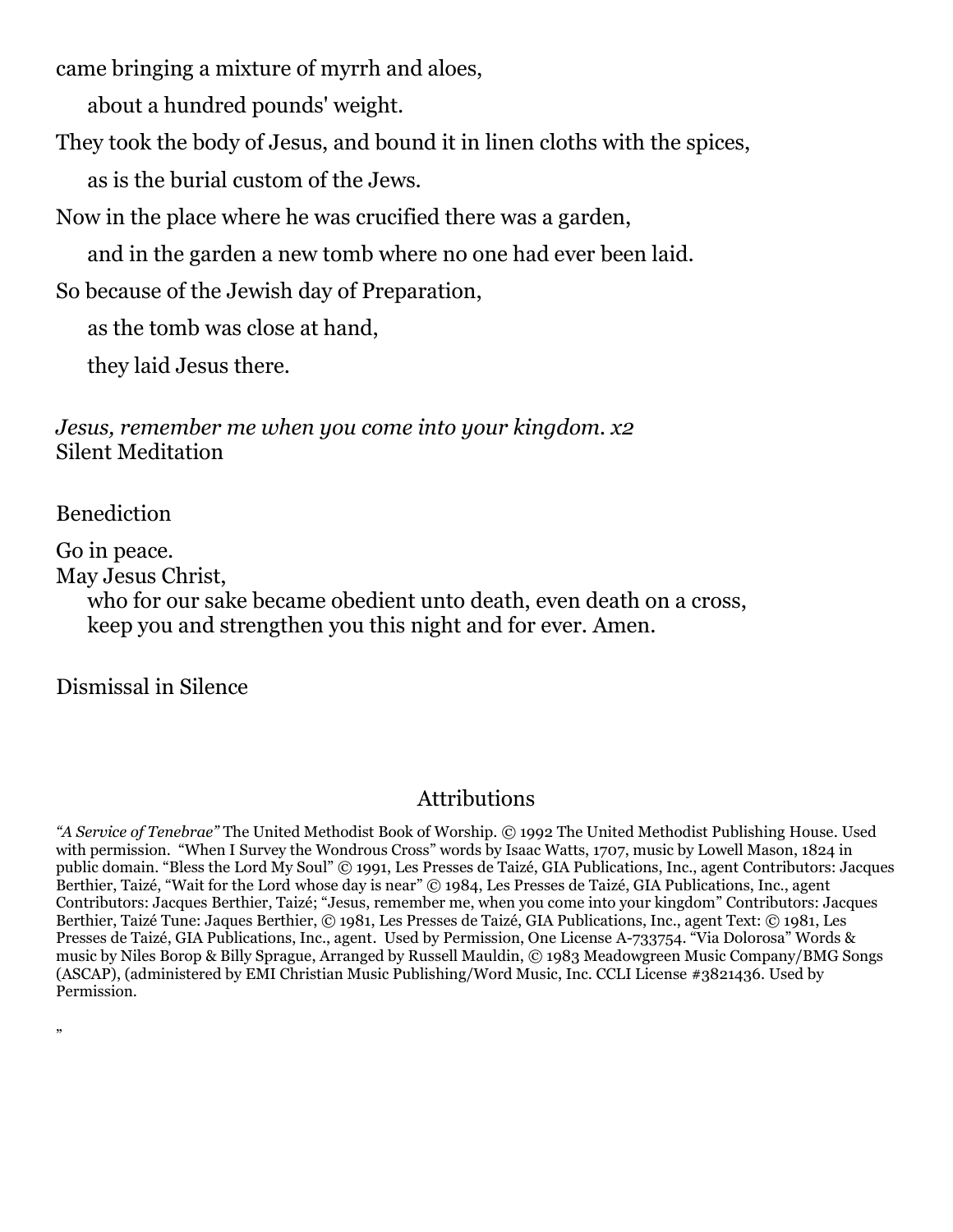came bringing a mixture of myrrh and aloes,

about a hundred pounds' weight.

They took the body of Jesus, and bound it in linen cloths with the spices,

as is the burial custom of the Jews.

Now in the place where he was crucified there was a garden,

and in the garden a new tomb where no one had ever been laid.

So because of the Jewish day of Preparation,

as the tomb was close at hand,

they laid Jesus there.

*Jesus, remember me when you come into your kingdom. x2*
Silent Meditation

Benediction

Go in peace.
May Jesus Christ,
who for our sake became obedient unto death, even death on a cross,
keep you and strengthen you this night and for ever. Amen.

Dismissal in Silence

## Attributions

*"A Service of Tenebrae"* The United Methodist Book of Worship. © 1992 The United Methodist Publishing House. Used with permission. "When I Survey the Wondrous Cross" words by Isaac Watts, 1707, music by Lowell Mason, 1824 in public domain. "Bless the Lord My Soul" © 1991, Les Presses de Taizé, GIA Publications, Inc., agent Contributors: Jacques Berthier, Taizé, "Wait for the Lord whose day is near" © 1984, Les Presses de Taizé, GIA Publications, Inc., agent Contributors: Jacques Berthier, Taizé; "Jesus, remember me, when you come into your kingdom" Contributors: Jacques Berthier, Taizé Tune: Jaques Berthier, © 1981, Les Presses de Taizé, GIA Publications, Inc., agent Text: © 1981, Les Presses de Taizé, GIA Publications, Inc., agent. Used by Permission, One License A-733754. "Via Dolorosa" Words & music by Niles Borop & Billy Sprague, Arranged by Russell Mauldin, © 1983 Meadowgreen Music Company/BMG Songs (ASCAP), (administered by EMI Christian Music Publishing/Word Music, Inc. CCLI License #3821436. Used by Permission.

"